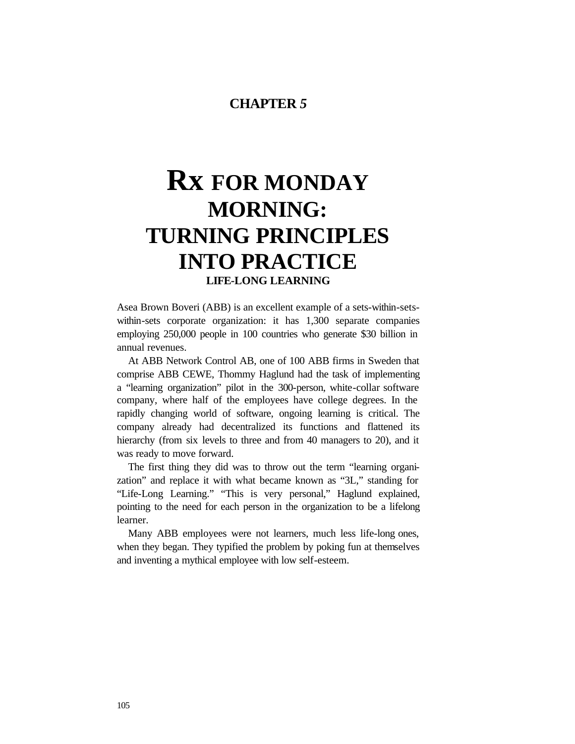## CHAPTER *5*

# Rx FOR MONDAY MORNING: TURNING PRINCIPLES INTO PRACTICE

### LIFE-LONG LEARNING

Asea Brown Boveri (ABB) is an excellent example of a sets-within-sets-within-sets corporate organization: it has 1,300 separate companies employing 250,000 people in 100 countries who generate $30 billion in annual revenues.

At ABB Network Control AB, one of 100 ABB firms in Sweden that comprise ABB CEWE, Thommy Haglund had the task of implementing a "learning organization" pilot in the 300-person, white-collar software company, where half of the employees have college degrees. In the rapidly changing world of software, ongoing learning is critical. The company already had decentralized its functions and flattened its hierarchy (from six levels to three and from 40 managers to 20), and it was ready to move forward.

The first thing they did was to throw out the term "learning organization" and replace it with what became known as "3L," standing for "Life-Long Learning." "This is very personal," Haglund explained, pointing to the need for each person in the organization to be a lifelong learner.

Many ABB employees were not learners, much less life-long ones, when they began. They typified the problem by poking fun at themselves and inventing a mythical employee with low self-esteem.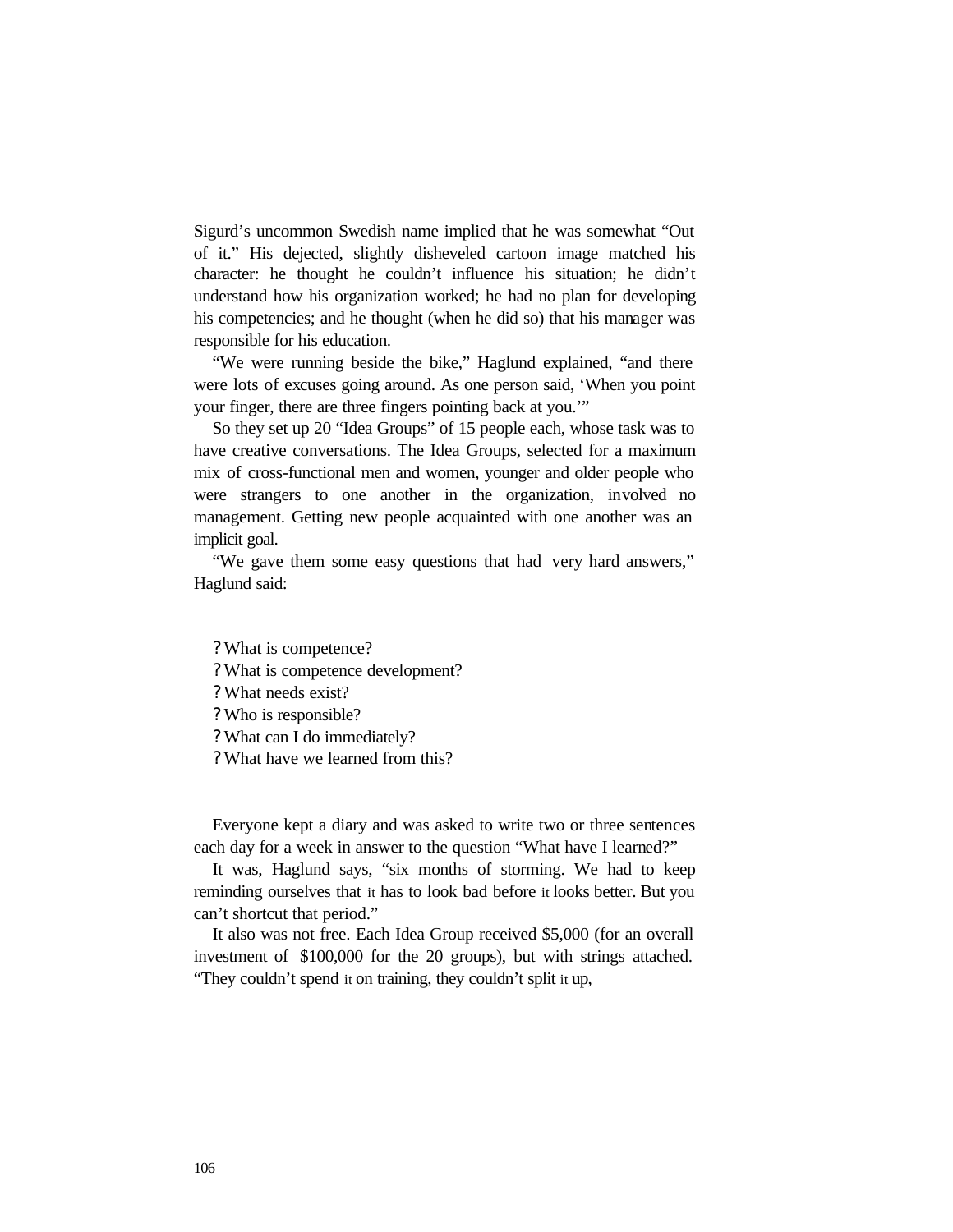Sigurd's uncommon Swedish name implied that he was somewhat "Out of it." His dejected, slightly disheveled cartoon image matched his character: he thought he couldn't influence his situation; he didn't understand how his organization worked; he had no plan for developing his competencies; and he thought (when he did so) that his manager was responsible for his education.

"We were running beside the bike," Haglund explained, "and there were lots of excuses going around. As one person said, 'When you point your finger, there are three fingers pointing back at you.'"

So they set up 20 "Idea Groups" of 15 people each, whose task was to have creative conversations. The Idea Groups, selected for a maximum mix of cross-functional men and women, younger and older people who were strangers to one another in the organization, involved no management. Getting new people acquainted with one another was an implicit goal.

"We gave them some easy questions that had very hard answers," Haglund said:

- What is competence?
- What is competence development?
- What needs exist?
- Who is responsible?
- What can I do immediately?
- What have we learned from this?

Everyone kept a diary and was asked to write two or three sentences each day for a week in answer to the question "What have I learned?"

It was, Haglund says, "six months of storming. We had to keep reminding ourselves that it has to look bad before it looks better. But you can't shortcut that period."

It also was not free. Each Idea Group received $5,000 (for an overall investment of $100,000 for the 20 groups), but with strings attached. "They couldn't spend it on training, they couldn't split it up,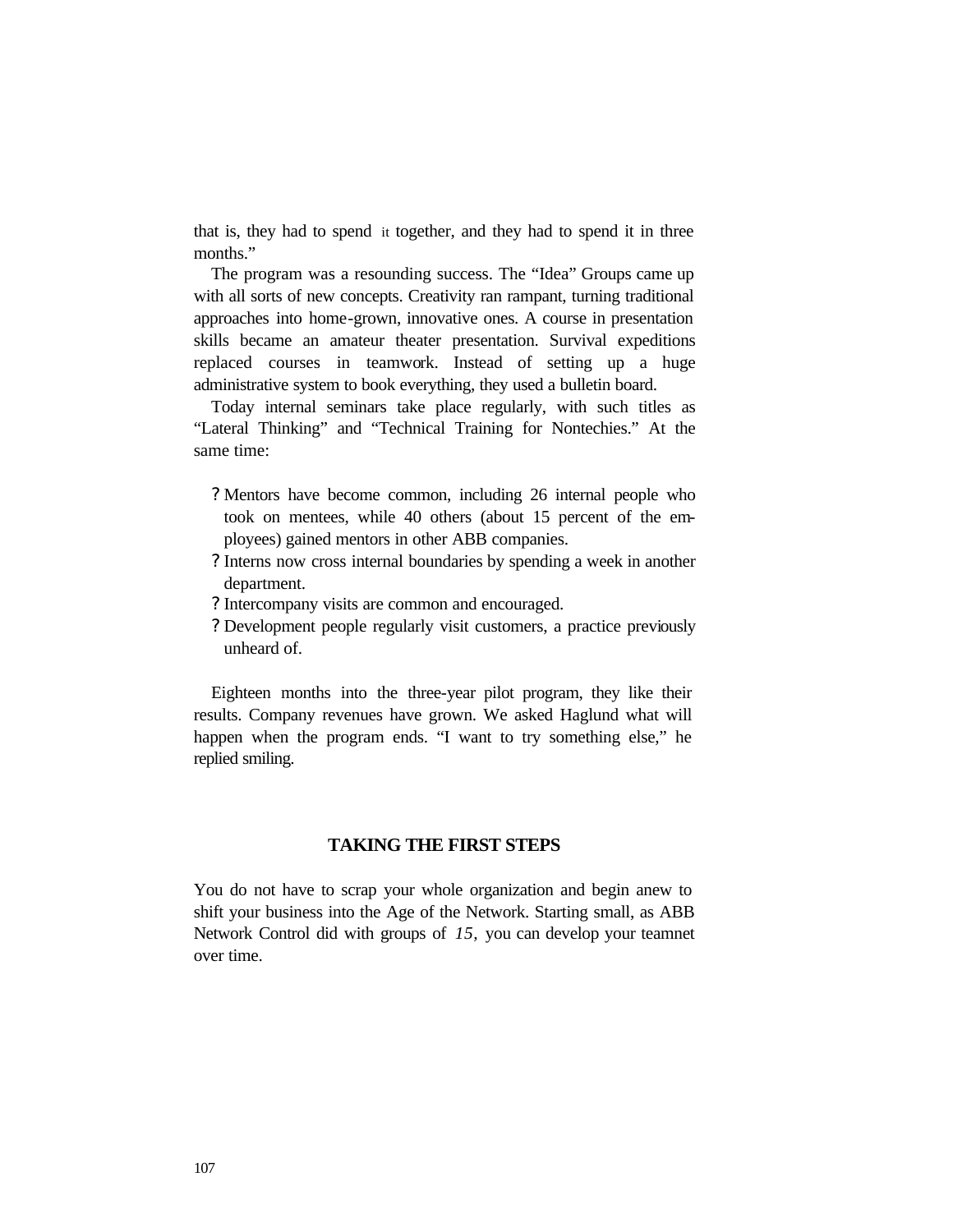that is, they had to spend it together, and they had to spend it in three months."

The program was a resounding success. The "Idea" Groups came up with all sorts of new concepts. Creativity ran rampant, turning traditional approaches into home-grown, innovative ones. A course in presentation skills became an amateur theater presentation. Survival expeditions replaced courses in teamwork. Instead of setting up a huge administrative system to book everything, they used a bulletin board.

Today internal seminars take place regularly, with such titles as "Lateral Thinking" and "Technical Training for Nontechies." At the same time:

- Mentors have become common, including 26 internal people who took on mentees, while 40 others (about 15 percent of the employees) gained mentors in other ABB companies.
- Interns now cross internal boundaries by spending a week in another department.
- Intercompany visits are common and encouraged.
- Development people regularly visit customers, a practice previously unheard of.

Eighteen months into the three-year pilot program, they like their results. Company revenues have grown. We asked Haglund what will happen when the program ends. "I want to try something else," he replied smiling.

## TAKING THE FIRST STEPS

You do not have to scrap your whole organization and begin anew to shift your business into the Age of the Network. Starting small, as ABB Network Control did with groups of 15, you can develop your teamnet over time.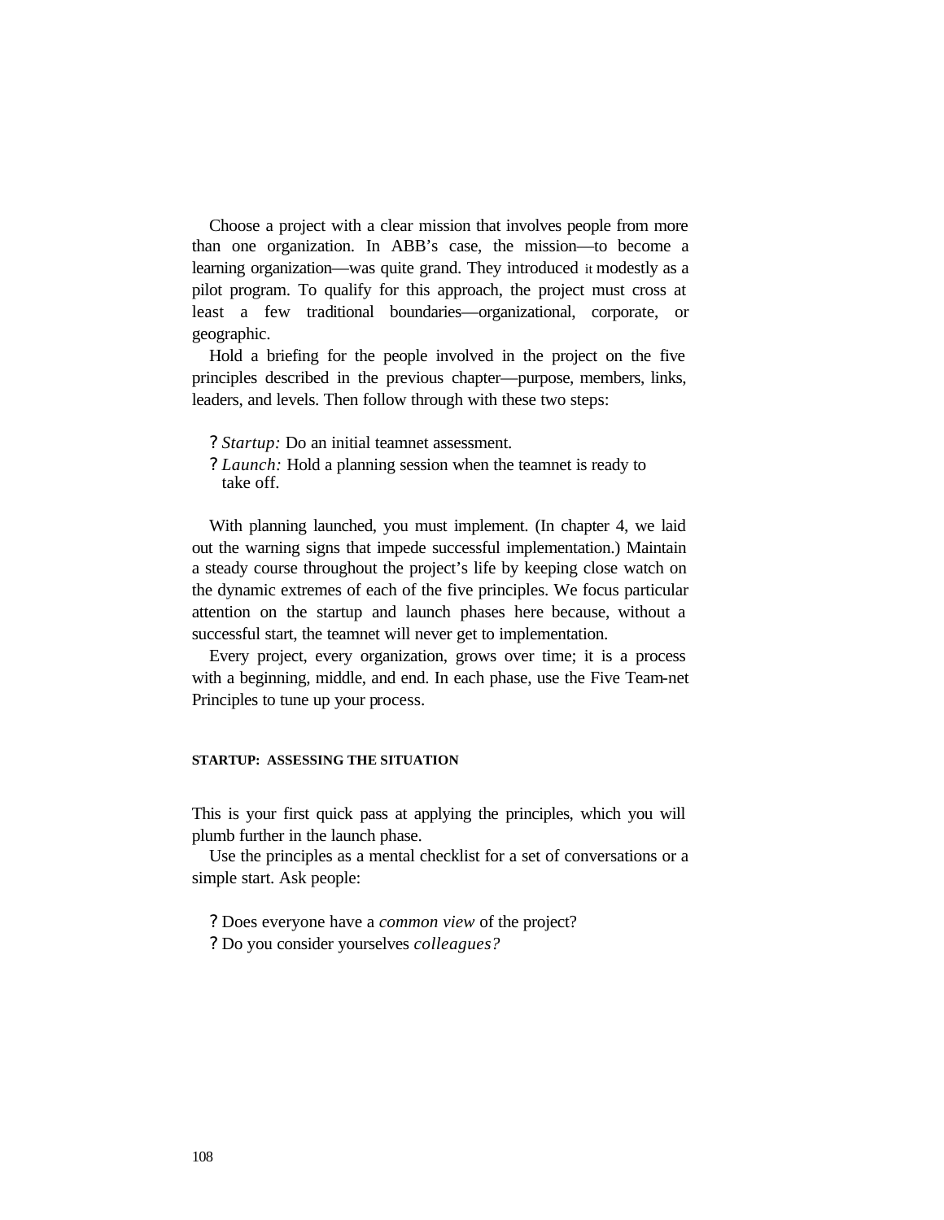Choose a project with a clear mission that involves people from more than one organization. In ABB's case, the mission—to become a learning organization—was quite grand. They introduced it modestly as a pilot program. To qualify for this approach, the project must cross at least a few traditional boundaries—organizational, corporate, or geographic.

Hold a briefing for the people involved in the project on the five principles described in the previous chapter—purpose, members, links, leaders, and levels. Then follow through with these two steps:

- *Startup:* Do an initial teamnet assessment.
- *Launch:* Hold a planning session when the teamnet is ready to take off.

With planning launched, you must implement. (In chapter 4, we laid out the warning signs that impede successful implementation.) Maintain a steady course throughout the project's life by keeping close watch on the dynamic extremes of each of the five principles. We focus particular attention on the startup and launch phases here because, without a successful start, the teamnet will never get to implementation.

Every project, every organization, grows over time; it is a process with a beginning, middle, and end. In each phase, use the Five Team-net Principles to tune up your process.

## STARTUP: ASSESSING THE SITUATION

This is your first quick pass at applying the principles, which you will plumb further in the launch phase.

Use the principles as a mental checklist for a set of conversations or a simple start. Ask people:

- Does everyone have a *common view* of the project?
- Do you consider yourselves *colleagues?*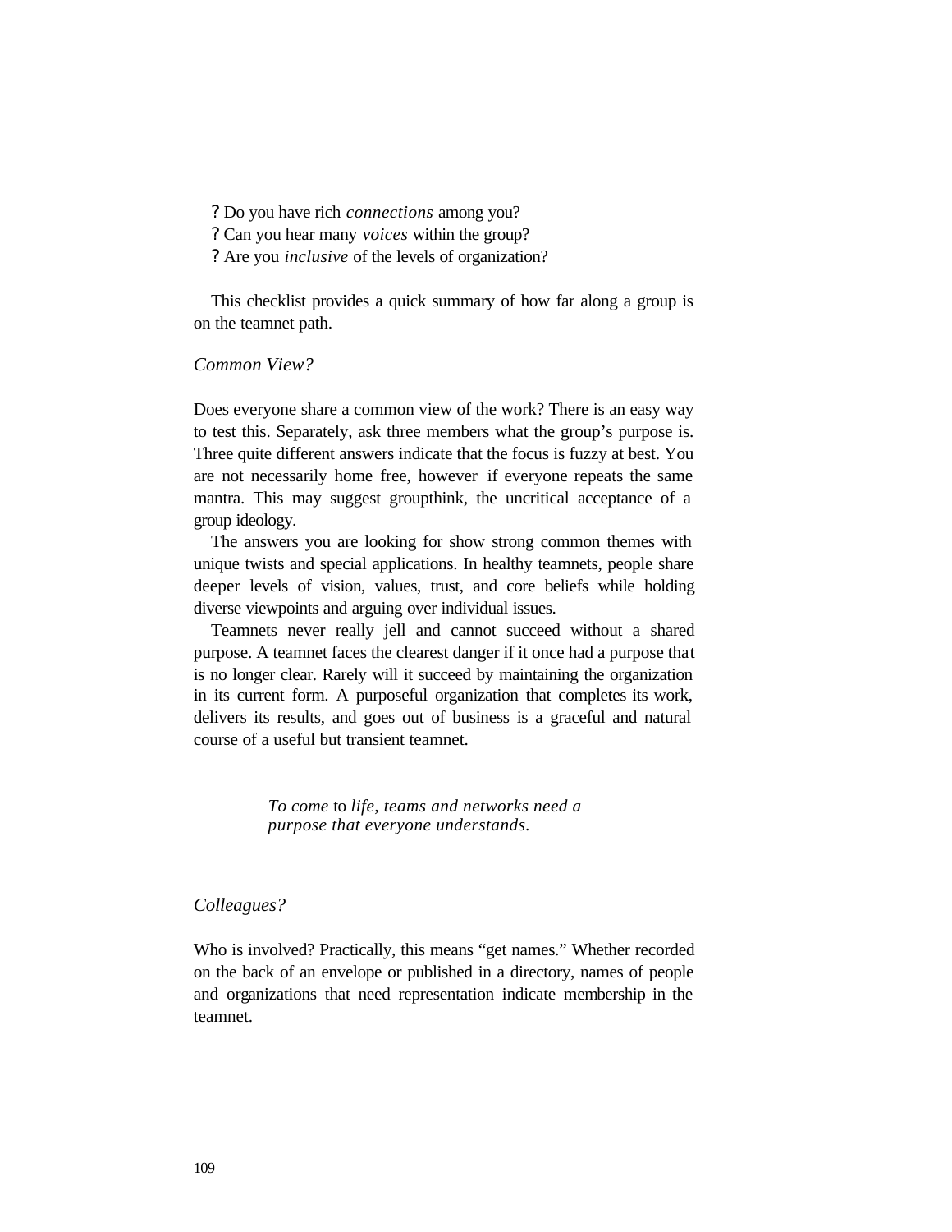? Do you have rich *connections* among you?
? Can you hear many *voices* within the group?
? Are you *inclusive* of the levels of organization?

This checklist provides a quick summary of how far along a group is on the teamnet path.

### *Common View?*

Does everyone share a common view of the work? There is an easy way to test this. Separately, ask three members what the group's purpose is. Three quite different answers indicate that the focus is fuzzy at best. You are not necessarily home free, however if everyone repeats the same mantra. This may suggest groupthink, the uncritical acceptance of a group ideology.

The answers you are looking for show strong common themes with unique twists and special applications. In healthy teamnets, people share deeper levels of vision, values, trust, and core beliefs while holding diverse viewpoints and arguing over individual issues.

Teamnets never really jell and cannot succeed without a shared purpose. A teamnet faces the clearest danger if it once had a purpose that is no longer clear. Rarely will it succeed by maintaining the organization in its current form. A purposeful organization that completes its work, delivers its results, and goes out of business is a graceful and natural course of a useful but transient teamnet.

> *To come* to *life, teams and networks need a purpose that everyone understands.*

### *Colleagues?*

Who is involved? Practically, this means "get names." Whether recorded on the back of an envelope or published in a directory, names of people and organizations that need representation indicate membership in the teamnet.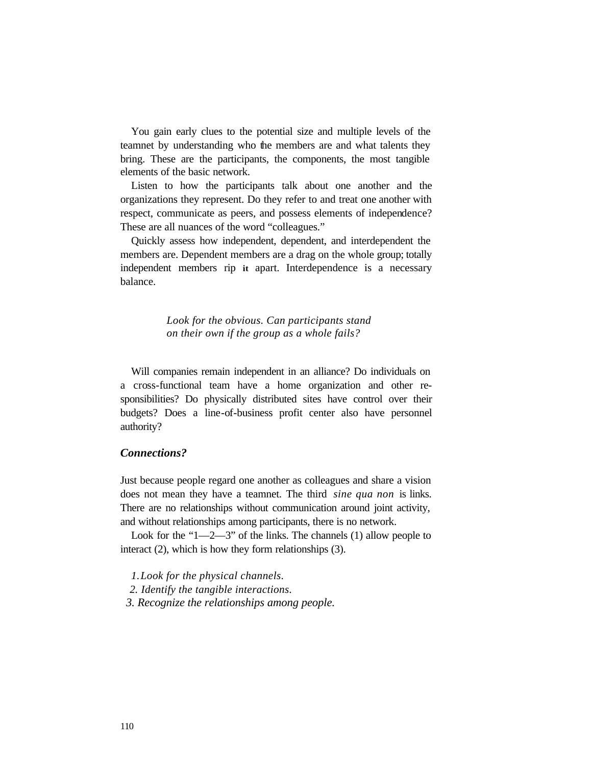You gain early clues to the potential size and multiple levels of the teamnet by understanding who the members are and what talents they bring. These are the participants, the components, the most tangible elements of the basic network.

Listen to how the participants talk about one another and the organizations they represent. Do they refer to and treat one another with respect, communicate as peers, and possess elements of independence? These are all nuances of the word "colleagues."

Quickly assess how independent, dependent, and interdependent the members are. Dependent members are a drag on the whole group; totally independent members rip it apart. Interdependence is a necessary balance.

> *Look for the obvious. Can participants stand on their own if the group as a whole fails?*

Will companies remain independent in an alliance? Do individuals on a cross-functional team have a home organization and other responsibilities? Do physically distributed sites have control over their budgets? Does a line-of-business profit center also have personnel authority?

### *Connections?*

Just because people regard one another as colleagues and share a vision does not mean they have a teamnet. The third *sine qua non* is links. There are no relationships without communication around joint activity, and without relationships among participants, there is no network.

Look for the "1—2—3" of the links. The channels (1) allow people to interact (2), which is how they form relationships (3).

1. *Look for the physical channels.*
2. *Identify the tangible interactions.*
3. *Recognize the relationships among people.*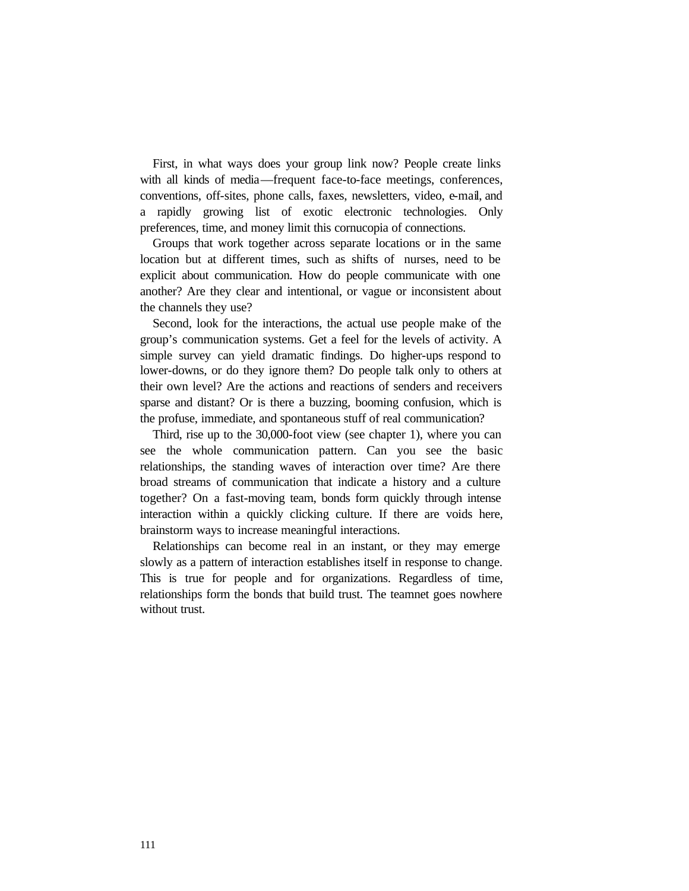First, in what ways does your group link now? People create links with all kinds of media—frequent face-to-face meetings, conferences, conventions, off-sites, phone calls, faxes, newsletters, video, e-mail, and a rapidly growing list of exotic electronic technologies. Only preferences, time, and money limit this cornucopia of connections.

Groups that work together across separate locations or in the same location but at different times, such as shifts of nurses, need to be explicit about communication. How do people communicate with one another? Are they clear and intentional, or vague or inconsistent about the channels they use?

Second, look for the interactions, the actual use people make of the group's communication systems. Get a feel for the levels of activity. A simple survey can yield dramatic findings. Do higher-ups respond to lower-downs, or do they ignore them? Do people talk only to others at their own level? Are the actions and reactions of senders and receivers sparse and distant? Or is there a buzzing, booming confusion, which is the profuse, immediate, and spontaneous stuff of real communication?

Third, rise up to the 30,000-foot view (see chapter 1), where you can see the whole communication pattern. Can you see the basic relationships, the standing waves of interaction over time? Are there broad streams of communication that indicate a history and a culture together? On a fast-moving team, bonds form quickly through intense interaction within a quickly clicking culture. If there are voids here, brainstorm ways to increase meaningful interactions.

Relationships can become real in an instant, or they may emerge slowly as a pattern of interaction establishes itself in response to change. This is true for people and for organizations. Regardless of time, relationships form the bonds that build trust. The teamnet goes nowhere without trust.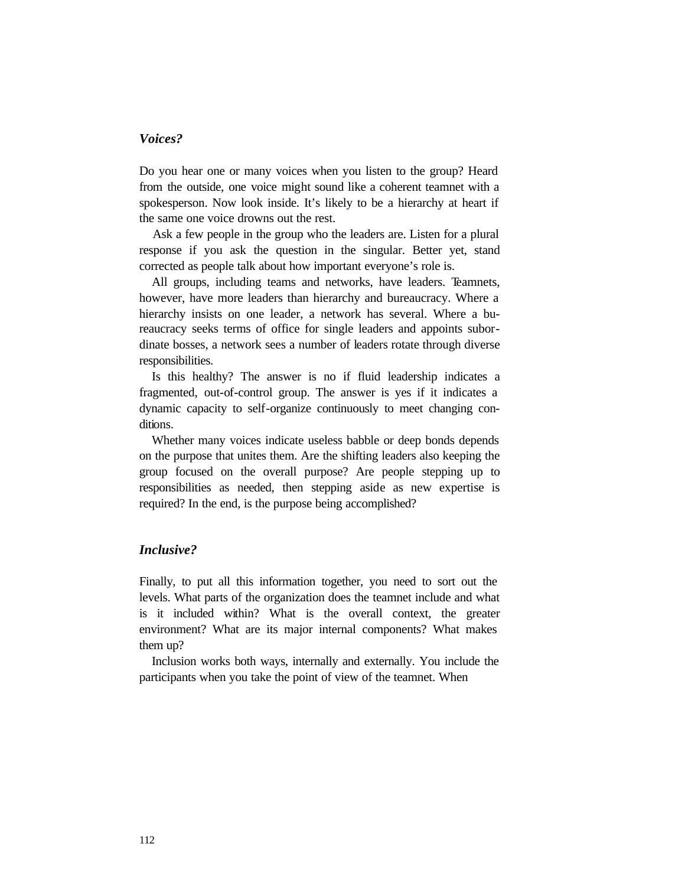### *Voices?*

Do you hear one or many voices when you listen to the group? Heard from the outside, one voice might sound like a coherent teamnet with a spokesperson. Now look inside. It's likely to be a hierarchy at heart if the same one voice drowns out the rest.

Ask a few people in the group who the leaders are. Listen for a plural response if you ask the question in the singular. Better yet, stand corrected as people talk about how important everyone's role is.

All groups, including teams and networks, have leaders. Teamnets, however, have more leaders than hierarchy and bureaucracy. Where a hierarchy insists on one leader, a network has several. Where a bureaucracy seeks terms of office for single leaders and appoints subordinate bosses, a network sees a number of leaders rotate through diverse responsibilities.

Is this healthy? The answer is no if fluid leadership indicates a fragmented, out-of-control group. The answer is yes if it indicates a dynamic capacity to self-organize continuously to meet changing conditions.

Whether many voices indicate useless babble or deep bonds depends on the purpose that unites them. Are the shifting leaders also keeping the group focused on the overall purpose? Are people stepping up to responsibilities as needed, then stepping aside as new expertise is required? In the end, is the purpose being accomplished?

### *Inclusive?*

Finally, to put all this information together, you need to sort out the levels. What parts of the organization does the teamnet include and what is it included within? What is the overall context, the greater environment? What are its major internal components? What makes them up?

Inclusion works both ways, internally and externally. You include the participants when you take the point of view of the teamnet. When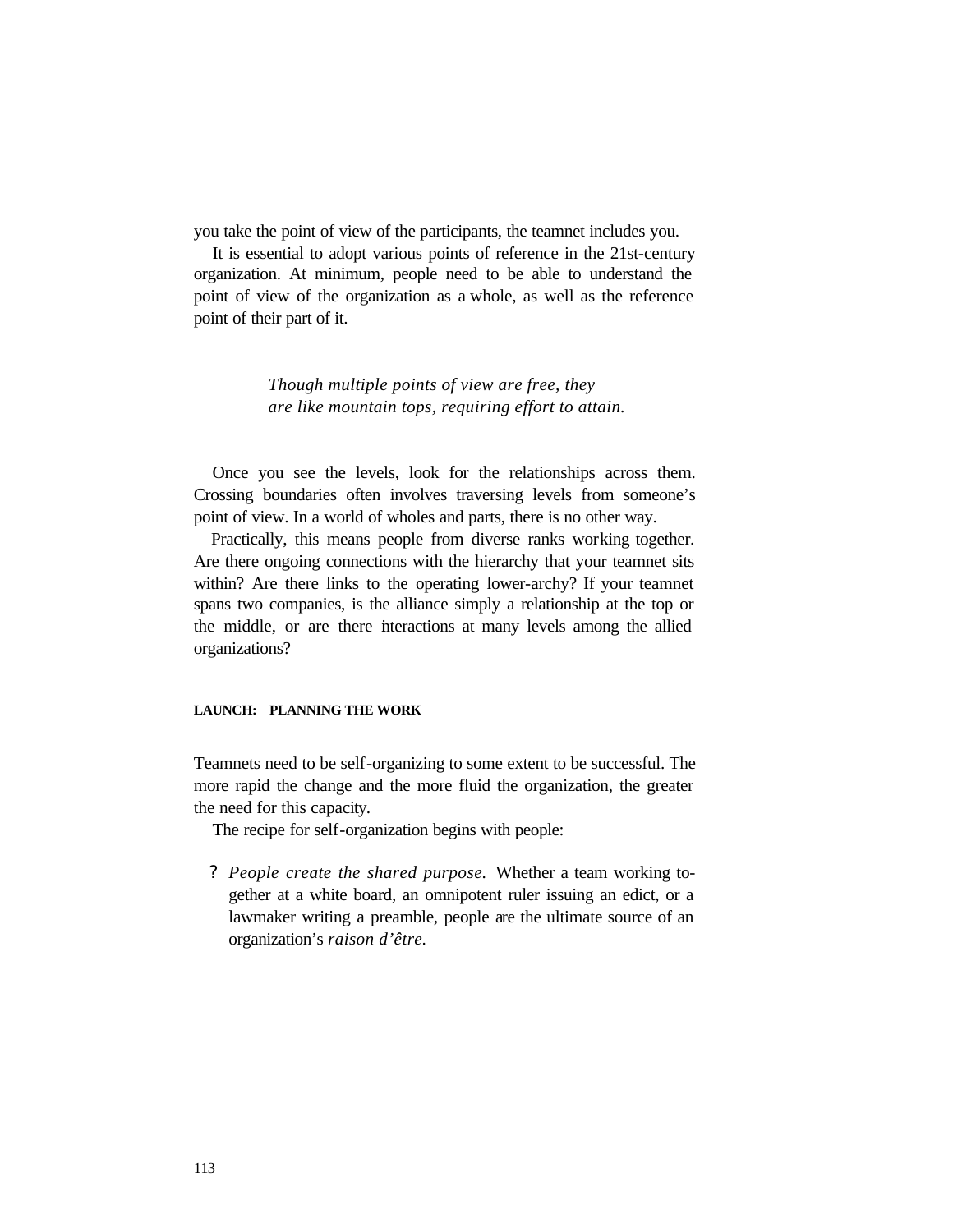you take the point of view of the participants, the teamnet includes you.

It is essential to adopt various points of reference in the 21st-century organization. At minimum, people need to be able to understand the point of view of the organization as a whole, as well as the reference point of their part of it.

> *Though multiple points of view are free, they are like mountain tops, requiring effort to attain.*

Once you see the levels, look for the relationships across them. Crossing boundaries often involves traversing levels from someone's point of view. In a world of wholes and parts, there is no other way.

Practically, this means people from diverse ranks working together. Are there ongoing connections with the hierarchy that your teamnet sits within? Are there links to the operating lower-archy? If your teamnet spans two companies, is the alliance simply a relationship at the top or the middle, or are there interactions at many levels among the allied organizations?

#### LAUNCH: PLANNING THE WORK

Teamnets need to be self-organizing to some extent to be successful. The more rapid the change and the more fluid the organization, the greater the need for this capacity.

The recipe for self-organization begins with people:

- *People create the shared purpose.* Whether a team working together at a white board, an omnipotent ruler issuing an edict, or a lawmaker writing a preamble, people are the ultimate source of an organization's *raison d'être.*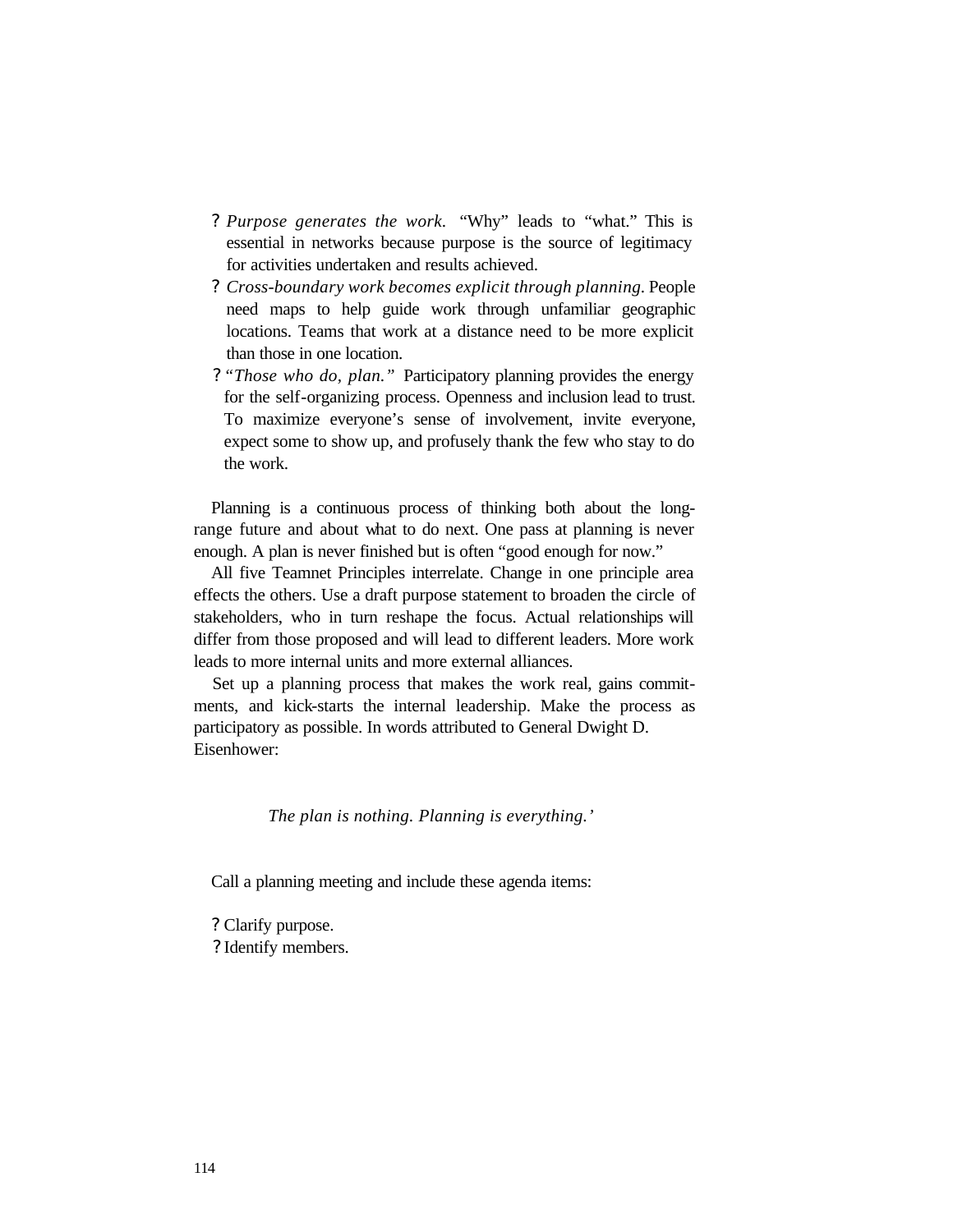- *Purpose generates the work.* "Why" leads to "what." This is essential in networks because purpose is the source of legitimacy for activities undertaken and results achieved.
- *Cross-boundary work becomes explicit through planning.* People need maps to help guide work through unfamiliar geographic locations. Teams that work at a distance need to be more explicit than those in one location.
- *"Those who do, plan."* Participatory planning provides the energy for the self-organizing process. Openness and inclusion lead to trust. To maximize everyone's sense of involvement, invite everyone, expect some to show up, and profusely thank the few who stay to do the work.

Planning is a continuous process of thinking both about the long-range future and about what to do next. One pass at planning is never enough. A plan is never finished but is often "good enough for now."

All five Teamnet Principles interrelate. Change in one principle area effects the others. Use a draft purpose statement to broaden the circle of stakeholders, who in turn reshape the focus. Actual relationships will differ from those proposed and will lead to different leaders. More work leads to more internal units and more external alliances.

Set up a planning process that makes the work real, gains commitments, and kick-starts the internal leadership. Make the process as participatory as possible. In words attributed to General Dwight D. Eisenhower:

*The plan is nothing. Planning is everything.'*

Call a planning meeting and include these agenda items:

- Clarify purpose.
- Identify members.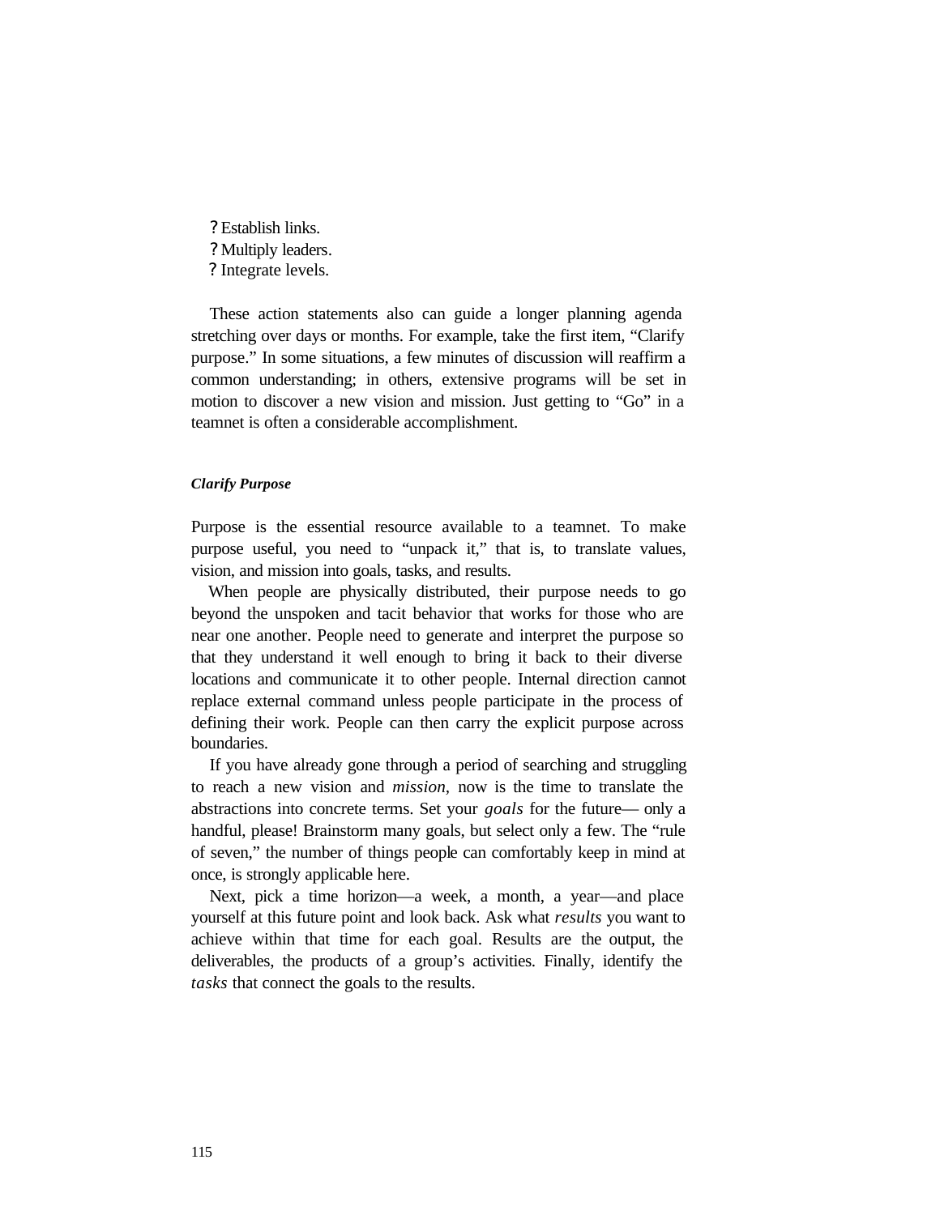? Establish links.
? Multiply leaders.
? Integrate levels.

These action statements also can guide a longer planning agenda stretching over days or months. For example, take the first item, "Clarify purpose." In some situations, a few minutes of discussion will reaffirm a common understanding; in others, extensive programs will be set in motion to discover a new vision and mission. Just getting to "Go" in a teamnet is often a considerable accomplishment.

***Clarify Purpose***

Purpose is the essential resource available to a teamnet. To make purpose useful, you need to "unpack it," that is, to translate values, vision, and mission into goals, tasks, and results.

When people are physically distributed, their purpose needs to go beyond the unspoken and tacit behavior that works for those who are near one another. People need to generate and interpret the purpose so that they understand it well enough to bring it back to their diverse locations and communicate it to other people. Internal direction cannot replace external command unless people participate in the process of defining their work. People can then carry the explicit purpose across boundaries.

If you have already gone through a period of searching and struggling to reach a new vision and *mission*, now is the time to translate the abstractions into concrete terms. Set your *goals* for the future— only a handful, please! Brainstorm many goals, but select only a few. The "rule of seven," the number of things people can comfortably keep in mind at once, is strongly applicable here.

Next, pick a time horizon—a week, a month, a year—and place yourself at this future point and look back. Ask what *results* you want to achieve within that time for each goal. Results are the output, the deliverables, the products of a group's activities. Finally, identify the *tasks* that connect the goals to the results.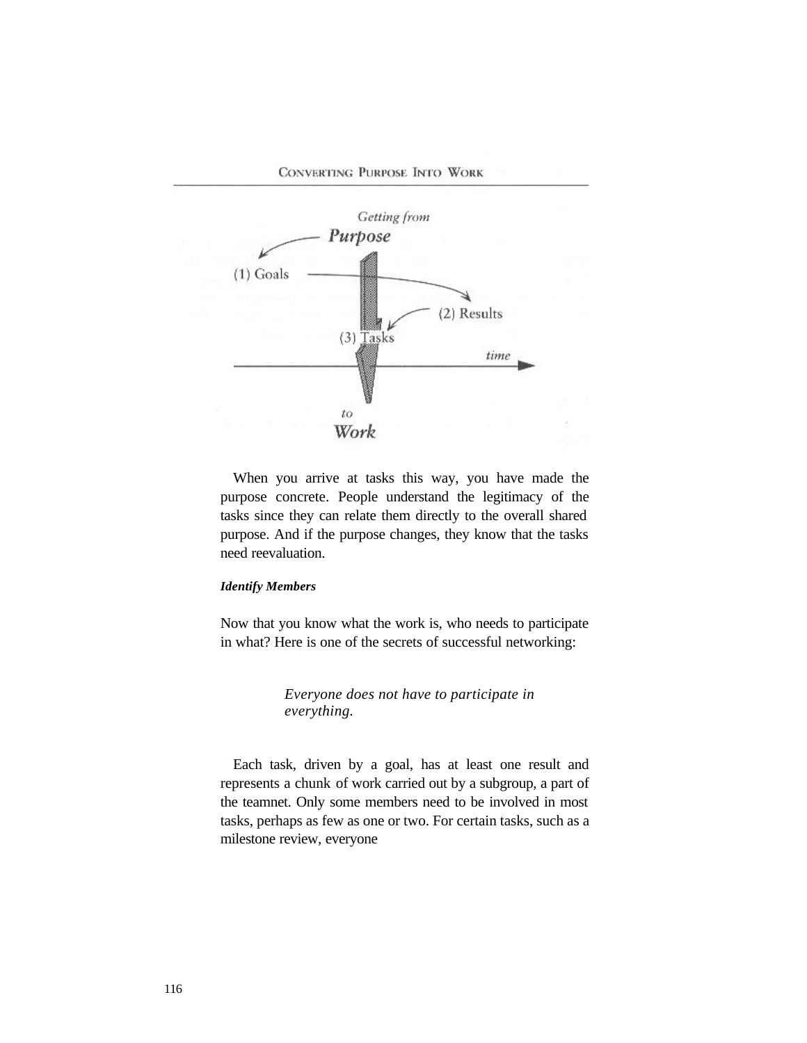CONVERTING PURPOSE INTO WORK

Getting from

Purpose

(1) Goals

(2) Results

(3) Tasks

time

to

Work

When you arrive at tasks this way, you have made the purpose concrete. People understand the legitimacy of the tasks since they can relate them directly to the overall shared purpose. And if the purpose changes, they know that the tasks need reevaluation.

***Identify Members***

Now that you know what the work is, who needs to participate in what? Here is one of the secrets of successful networking:

> *Everyone does not have to participate in everything.*

Each task, driven by a goal, has at least one result and represents a chunk of work carried out by a subgroup, a part of the teamnet. Only some members need to be involved in most tasks, perhaps as few as one or two. For certain tasks, such as a milestone review, everyone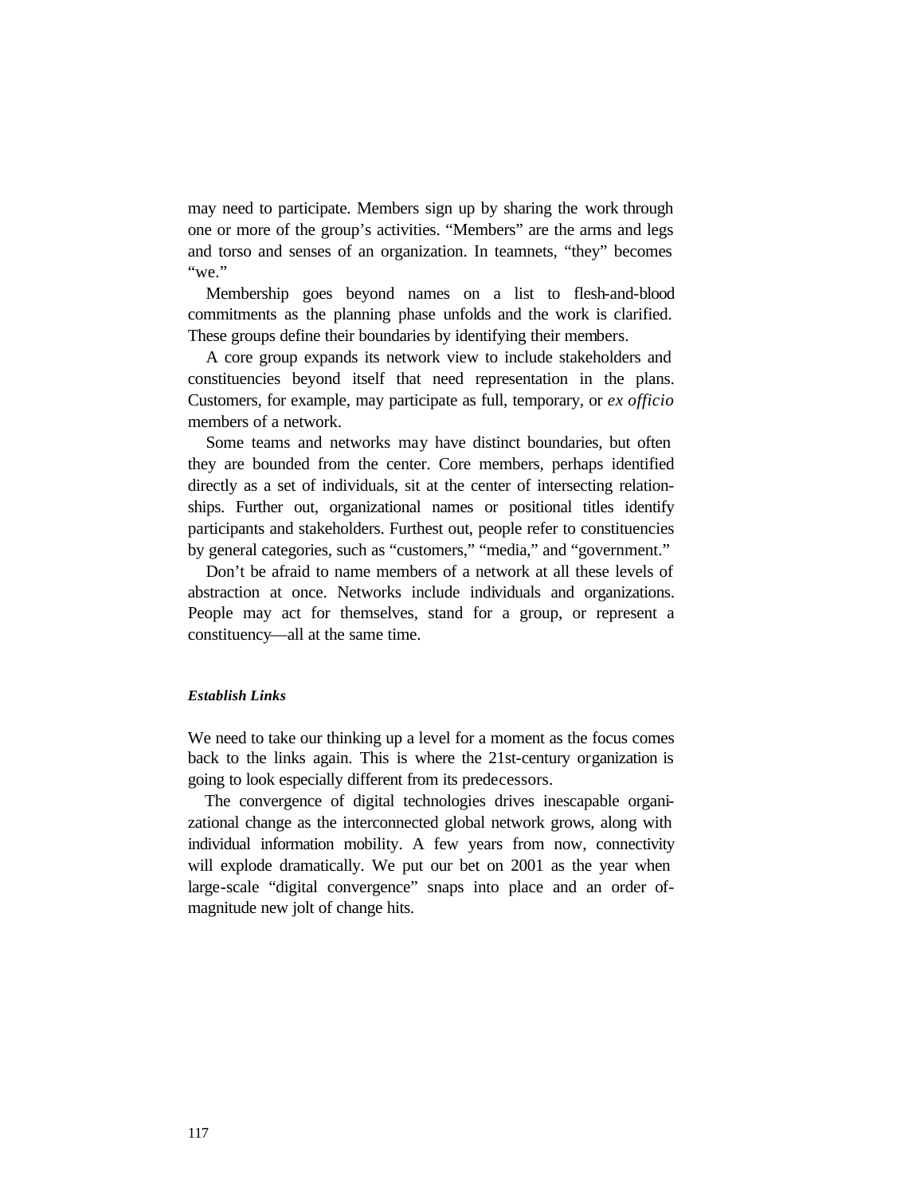may need to participate. Members sign up by sharing the work through one or more of the group's activities. "Members" are the arms and legs and torso and senses of an organization. In teamnets, "they" becomes "we."

Membership goes beyond names on a list to flesh-and-blood commitments as the planning phase unfolds and the work is clarified. These groups define their boundaries by identifying their members.

A core group expands its network view to include stakeholders and constituencies beyond itself that need representation in the plans. Customers, for example, may participate as full, temporary, or *ex officio* members of a network.

Some teams and networks may have distinct boundaries, but often they are bounded from the center. Core members, perhaps identified directly as a set of individuals, sit at the center of intersecting relationships. Further out, organizational names or positional titles identify participants and stakeholders. Furthest out, people refer to constituencies by general categories, such as "customers," "media," and "government."

Don't be afraid to name members of a network at all these levels of abstraction at once. Networks include individuals and organizations. People may act for themselves, stand for a group, or represent a constituency—all at the same time.

#### *Establish Links*

We need to take our thinking up a level for a moment as the focus comes back to the links again. This is where the 21st-century organization is going to look especially different from its predecessors.

The convergence of digital technologies drives inescapable organizational change as the interconnected global network grows, along with individual information mobility. A few years from now, connectivity will explode dramatically. We put our bet on 2001 as the year when large-scale "digital convergence" snaps into place and an order of-magnitude new jolt of change hits.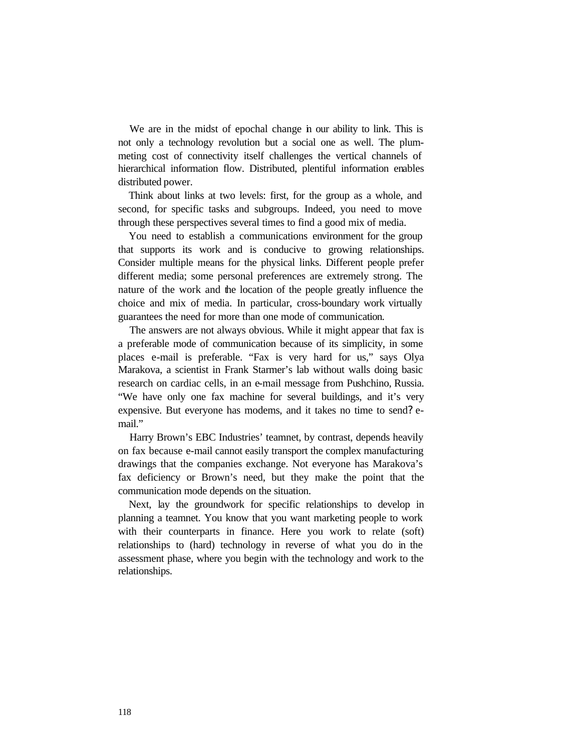We are in the midst of epochal change in our ability to link. This is not only a technology revolution but a social one as well. The plummeting cost of connectivity itself challenges the vertical channels of hierarchical information flow. Distributed, plentiful information enables distributed power.

Think about links at two levels: first, for the group as a whole, and second, for specific tasks and subgroups. Indeed, you need to move through these perspectives several times to find a good mix of media.

You need to establish a communications environment for the group that supports its work and is conducive to growing relationships. Consider multiple means for the physical links. Different people prefer different media; some personal preferences are extremely strong. The nature of the work and the location of the people greatly influence the choice and mix of media. In particular, cross-boundary work virtually guarantees the need for more than one mode of communication.

The answers are not always obvious. While it might appear that fax is a preferable mode of communication because of its simplicity, in some places e-mail is preferable. "Fax is very hard for us," says Olya Marakova, a scientist in Frank Starmer's lab without walls doing basic research on cardiac cells, in an e-mail message from Pushchino, Russia. "We have only one fax machine for several buildings, and it's very expensive. But everyone has modems, and it takes no time to send? e-mail."

Harry Brown's EBC Industries' teamnet, by contrast, depends heavily on fax because e-mail cannot easily transport the complex manufacturing drawings that the companies exchange. Not everyone has Marakova's fax deficiency or Brown's need, but they make the point that the communication mode depends on the situation.

Next, lay the groundwork for specific relationships to develop in planning a teamnet. You know that you want marketing people to work with their counterparts in finance. Here you work to relate (soft) relationships to (hard) technology in reverse of what you do in the assessment phase, where you begin with the technology and work to the relationships.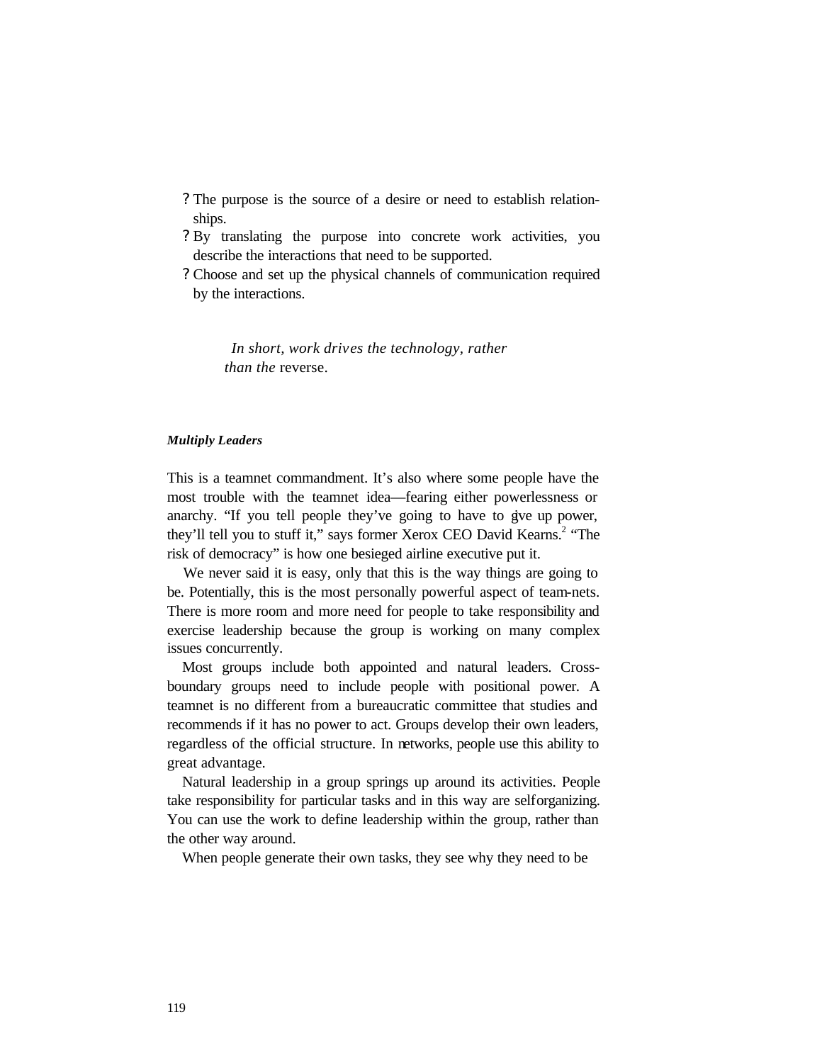- The purpose is the source of a desire or need to establish relationships.
- By translating the purpose into concrete work activities, you describe the interactions that need to be supported.
- Choose and set up the physical channels of communication required by the interactions.

> *In short, work drives the technology, rather than the* reverse.

#### *Multiply Leaders*

This is a teamnet commandment. It's also where some people have the most trouble with the teamnet idea—fearing either powerlessness or anarchy. "If you tell people they've going to have to give up power, they'll tell you to stuff it," says former Xerox CEO David Kearns.[2] "The risk of democracy" is how one besieged airline executive put it.

We never said it is easy, only that this is the way things are going to be. Potentially, this is the most personally powerful aspect of team-nets. There is more room and more need for people to take responsibility and exercise leadership because the group is working on many complex issues concurrently.

Most groups include both appointed and natural leaders. Cross-boundary groups need to include people with positional power. A teamnet is no different from a bureaucratic committee that studies and recommends if it has no power to act. Groups develop their own leaders, regardless of the official structure. In networks, people use this ability to great advantage.

Natural leadership in a group springs up around its activities. People take responsibility for particular tasks and in this way are selforganizing. You can use the work to define leadership within the group, rather than the other way around.

When people generate their own tasks, they see why they need to be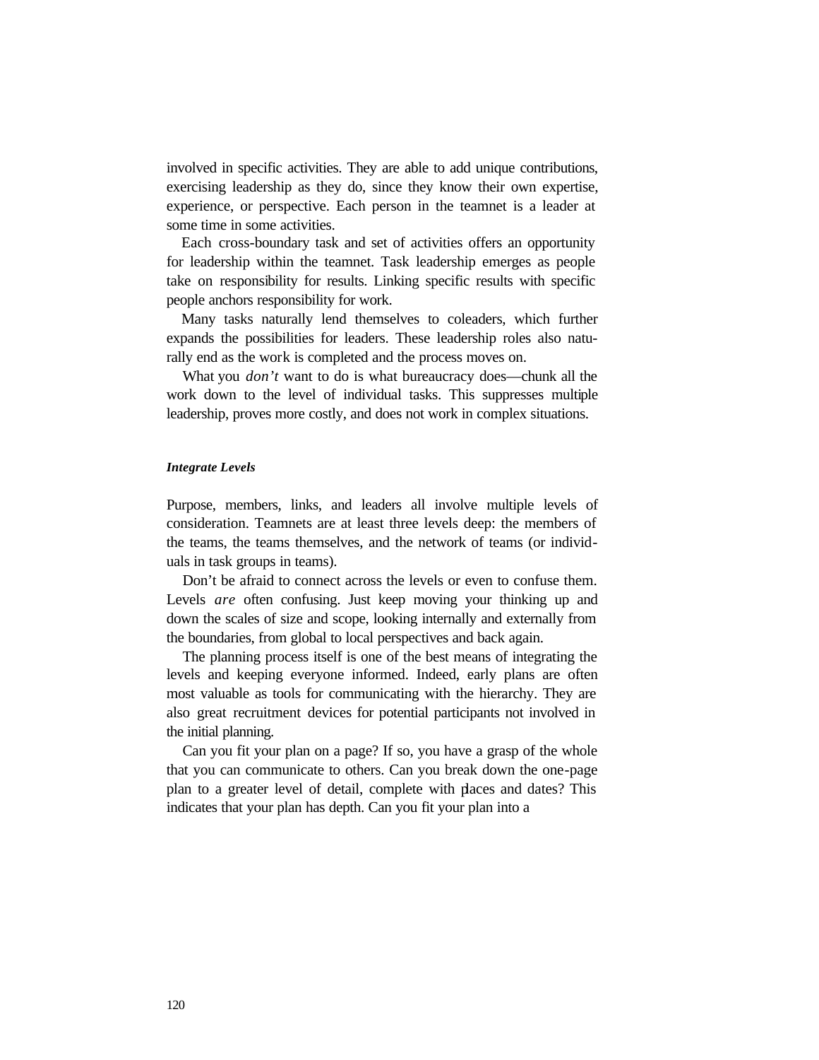involved in specific activities. They are able to add unique contributions, exercising leadership as they do, since they know their own expertise, experience, or perspective. Each person in the teamnet is a leader at some time in some activities.

Each cross-boundary task and set of activities offers an opportunity for leadership within the teamnet. Task leadership emerges as people take on responsibility for results. Linking specific results with specific people anchors responsibility for work.

Many tasks naturally lend themselves to coleaders, which further expands the possibilities for leaders. These leadership roles also naturally end as the work is completed and the process moves on.

What you *don't* want to do is what bureaucracy does—chunk all the work down to the level of individual tasks. This suppresses multiple leadership, proves more costly, and does not work in complex situations.

#### *Integrate Levels*

Purpose, members, links, and leaders all involve multiple levels of consideration. Teamnets are at least three levels deep: the members of the teams, the teams themselves, and the network of teams (or individuals in task groups in teams).

Don't be afraid to connect across the levels or even to confuse them. Levels *are* often confusing. Just keep moving your thinking up and down the scales of size and scope, looking internally and externally from the boundaries, from global to local perspectives and back again.

The planning process itself is one of the best means of integrating the levels and keeping everyone informed. Indeed, early plans are often most valuable as tools for communicating with the hierarchy. They are also great recruitment devices for potential participants not involved in the initial planning.

Can you fit your plan on a page? If so, you have a grasp of the whole that you can communicate to others. Can you break down the one-page plan to a greater level of detail, complete with places and dates? This indicates that your plan has depth. Can you fit your plan into a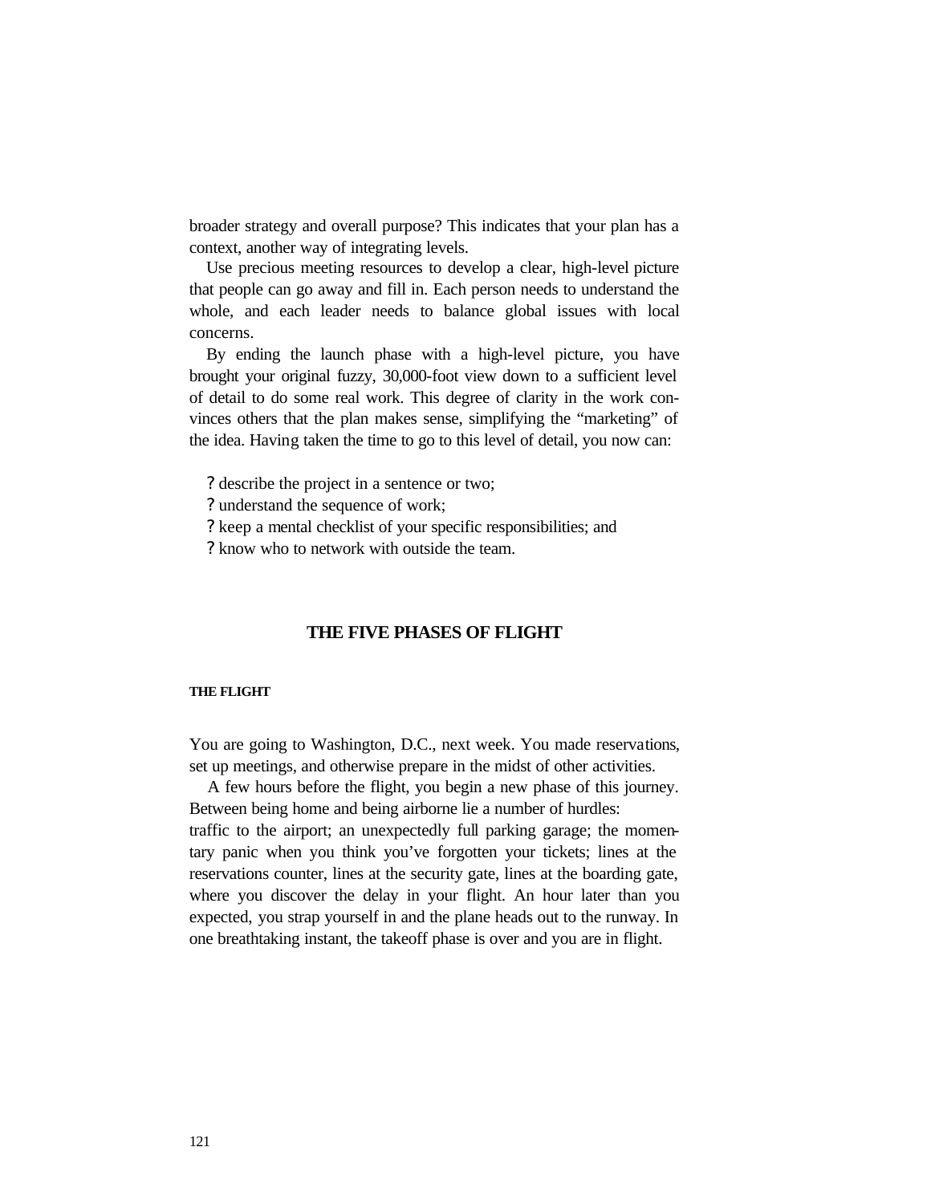broader strategy and overall purpose? This indicates that your plan has a context, another way of integrating levels.

Use precious meeting resources to develop a clear, high-level picture that people can go away and fill in. Each person needs to understand the whole, and each leader needs to balance global issues with local concerns.

By ending the launch phase with a high-level picture, you have brought your original fuzzy, 30,000-foot view down to a sufficient level of detail to do some real work. This degree of clarity in the work convinces others that the plan makes sense, simplifying the "marketing" of the idea. Having taken the time to go to this level of detail, you now can:

- describe the project in a sentence or two;
- understand the sequence of work;
- keep a mental checklist of your specific responsibilities; and
- know who to network with outside the team.

## THE FIVE PHASES OF FLIGHT

#### THE FLIGHT

You are going to Washington, D.C., next week. You made reservations, set up meetings, and otherwise prepare in the midst of other activities.

A few hours before the flight, you begin a new phase of this journey. Between being home and being airborne lie a number of hurdles: traffic to the airport; an unexpectedly full parking garage; the momentary panic when you think you've forgotten your tickets; lines at the reservations counter, lines at the security gate, lines at the boarding gate, where you discover the delay in your flight. An hour later than you expected, you strap yourself in and the plane heads out to the runway. In one breathtaking instant, the takeoff phase is over and you are in flight.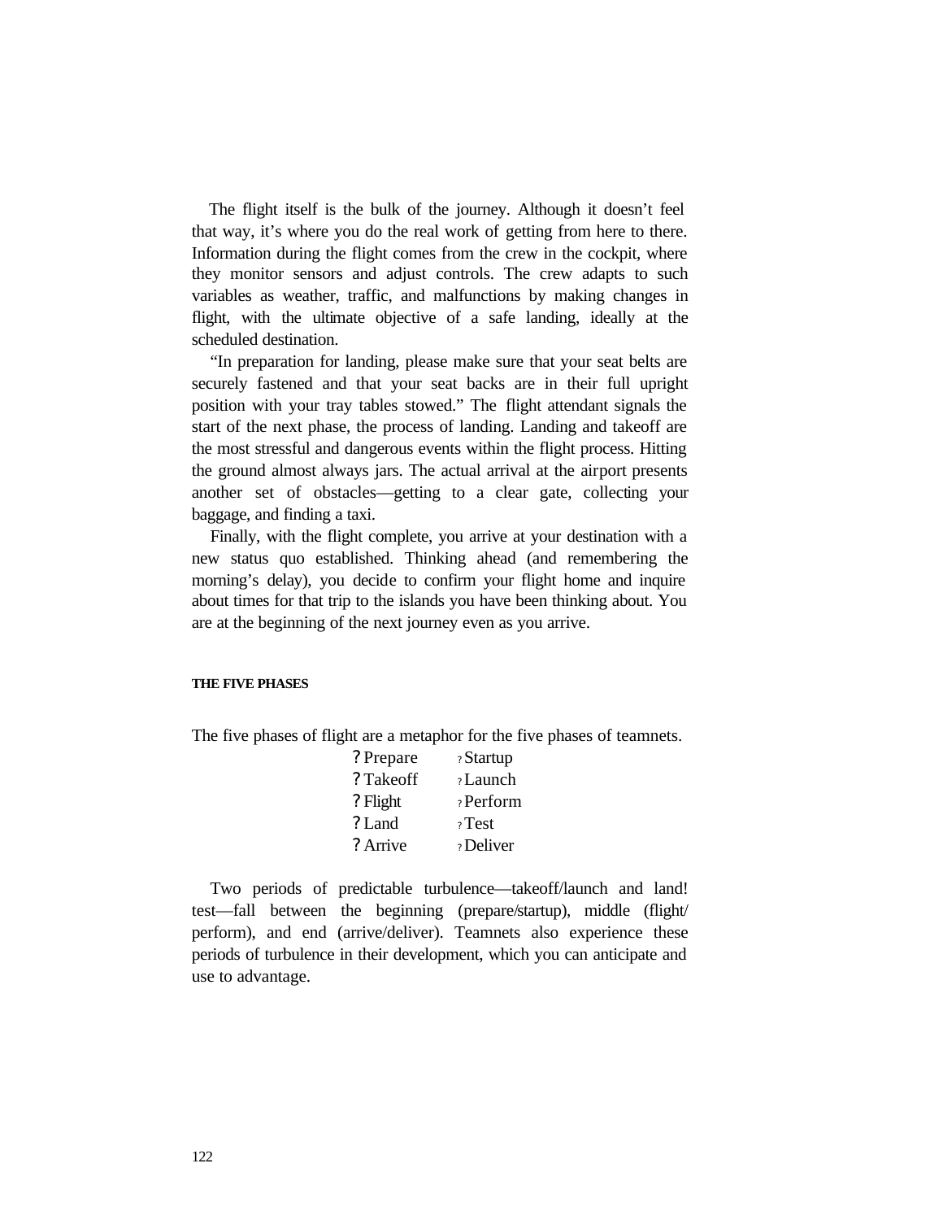The flight itself is the bulk of the journey. Although it doesn't feel that way, it's where you do the real work of getting from here to there. Information during the flight comes from the crew in the cockpit, where they monitor sensors and adjust controls. The crew adapts to such variables as weather, traffic, and malfunctions by making changes in flight, with the ultimate objective of a safe landing, ideally at the scheduled destination.

"In preparation for landing, please make sure that your seat belts are securely fastened and that your seat backs are in their full upright position with your tray tables stowed." The flight attendant signals the start of the next phase, the process of landing. Landing and takeoff are the most stressful and dangerous events within the flight process. Hitting the ground almost always jars. The actual arrival at the airport presents another set of obstacles—getting to a clear gate, collecting your baggage, and finding a taxi.

Finally, with the flight complete, you arrive at your destination with a new status quo established. Thinking ahead (and remembering the morning's delay), you decide to confirm your flight home and inquire about times for that trip to the islands you have been thinking about. You are at the beginning of the next journey even as you arrive.

#### THE FIVE PHASES

The five phases of flight are a metaphor for the five phases of teamnets.

| | |
|---|---|
| ? Prepare | ? Startup |
| ? Takeoff | ? Launch |
| ? Flight | ? Perform |
| ? Land | ? Test |
| ? Arrive | ? Deliver |

Two periods of predictable turbulence—takeoff/launch and land! test—fall between the beginning (prepare/startup), middle (flight/ perform), and end (arrive/deliver). Teamnets also experience these periods of turbulence in their development, which you can anticipate and use to advantage.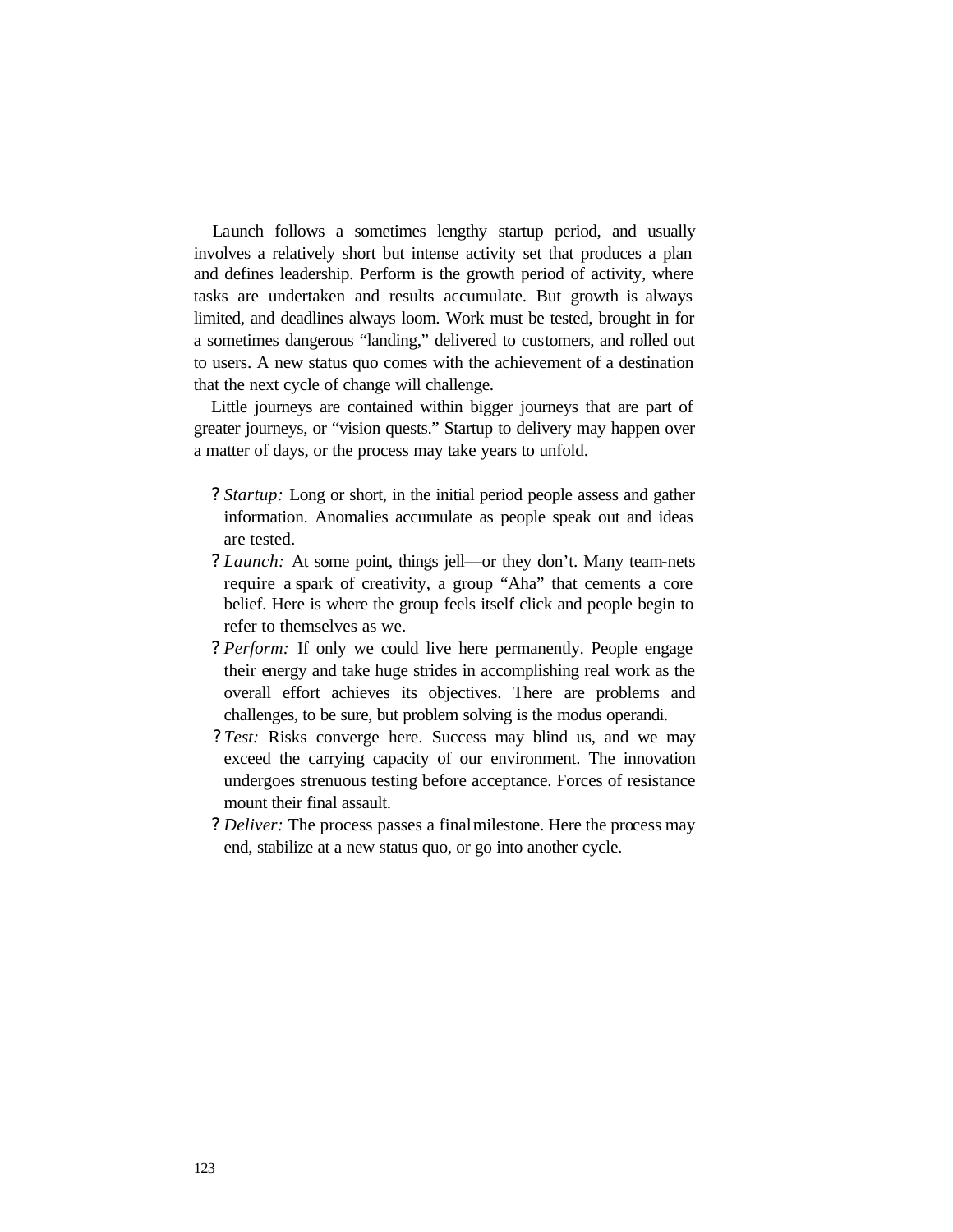Launch follows a sometimes lengthy startup period, and usually involves a relatively short but intense activity set that produces a plan and defines leadership. Perform is the growth period of activity, where tasks are undertaken and results accumulate. But growth is always limited, and deadlines always loom. Work must be tested, brought in for a sometimes dangerous "landing," delivered to customers, and rolled out to users. A new status quo comes with the achievement of a destination that the next cycle of change will challenge.

Little journeys are contained within bigger journeys that are part of greater journeys, or "vision quests." Startup to delivery may happen over a matter of days, or the process may take years to unfold.

- *Startup:* Long or short, in the initial period people assess and gather information. Anomalies accumulate as people speak out and ideas are tested.
- *Launch:* At some point, things jell—or they don't. Many team-nets require a spark of creativity, a group "Aha" that cements a core belief. Here is where the group feels itself click and people begin to refer to themselves as we.
- *Perform:* If only we could live here permanently. People engage their energy and take huge strides in accomplishing real work as the overall effort achieves its objectives. There are problems and challenges, to be sure, but problem solving is the modus operandi.
- *Test:* Risks converge here. Success may blind us, and we may exceed the carrying capacity of our environment. The innovation undergoes strenuous testing before acceptance. Forces of resistance mount their final assault.
- *Deliver:* The process passes a final milestone. Here the process may end, stabilize at a new status quo, or go into another cycle.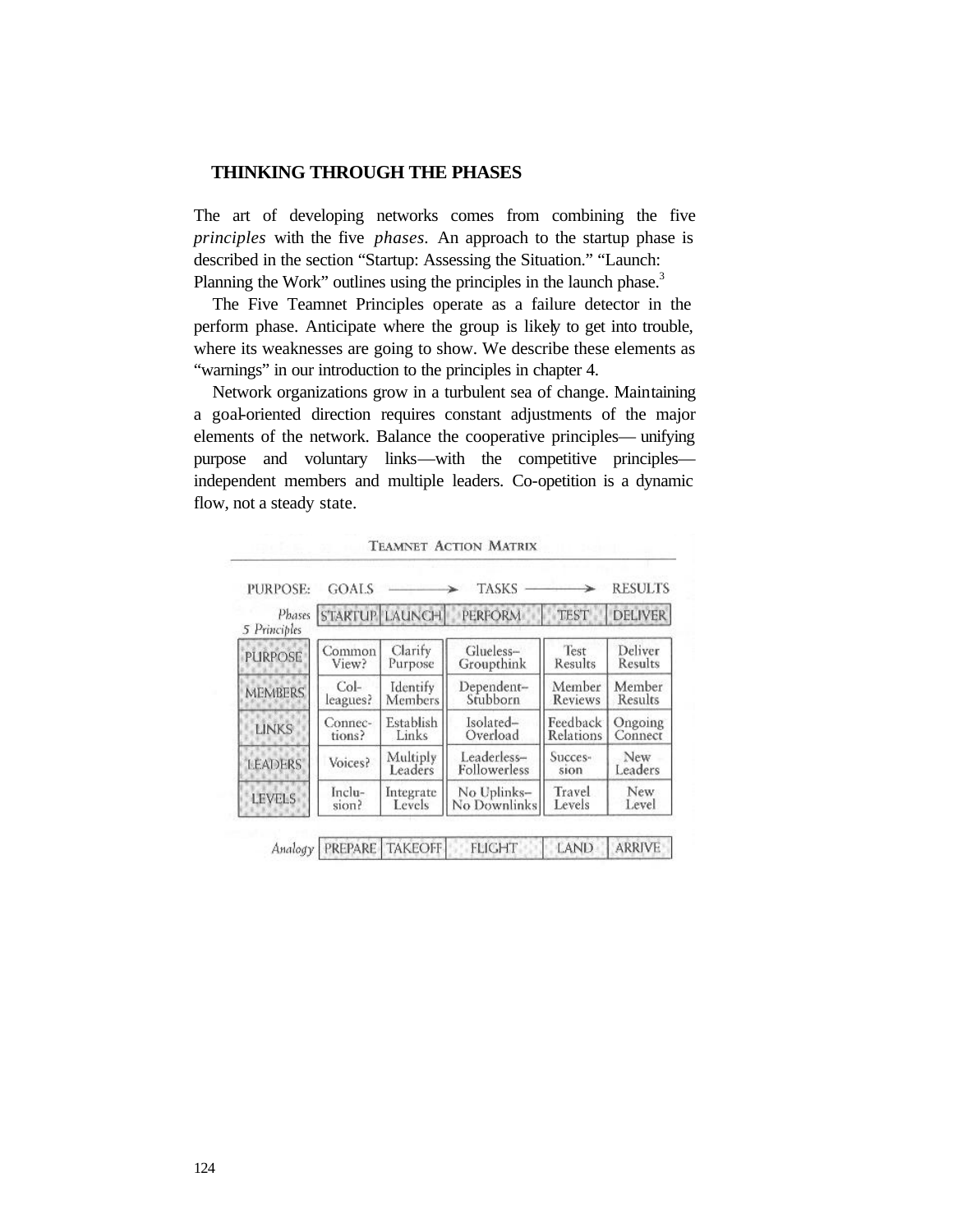## THINKING THROUGH THE PHASES

The art of developing networks comes from combining the five *principles* with the five *phases*. An approach to the startup phase is described in the section "Startup: Assessing the Situation." "Launch: Planning the Work" outlines using the principles in the launch phase.[3]

The Five Teamnet Principles operate as a failure detector in the perform phase. Anticipate where the group is likely to get into trouble, where its weaknesses are going to show. We describe these elements as "warnings" in our introduction to the principles in chapter 4.

Network organizations grow in a turbulent sea of change. Maintaining a goal-oriented direction requires constant adjustments of the major elements of the network. Balance the cooperative principles—unifying purpose and voluntary links—with the competitive principles—independent members and multiple leaders. Co-opetition is a dynamic flow, not a steady state.

TEAMNET ACTION MATRIX

PURPOSE: GOALS ⟶ TASKS ⟶ RESULTS

| *Phases* / *5 Principles* | STARTUP | LAUNCH | PERFORM | TEST | DELIVER |
|---|---|---|---|---|---|
| PURPOSE | Common View? | Clarify Purpose | Glueless–Groupthink | Test Results | Deliver Results |
| MEMBERS | Col-leagues? | Identify Members | Dependent–Stubborn | Member Reviews | Member Results |
| LINKS | Connec-tions? | Establish Links | Isolated–Overload | Feedback Relations | Ongoing Connect |
| LEADERS | Voices? | Multiply Leaders | Leaderless–Followerless | Succes-sion | New Leaders |
| LEVELS | Inclu-sion? | Integrate Levels | No Uplinks–No Downlinks | Travel Levels | New Level |
| *Analogy* | PREPARE | TAKEOFF | FLIGHT | LAND | ARRIVE |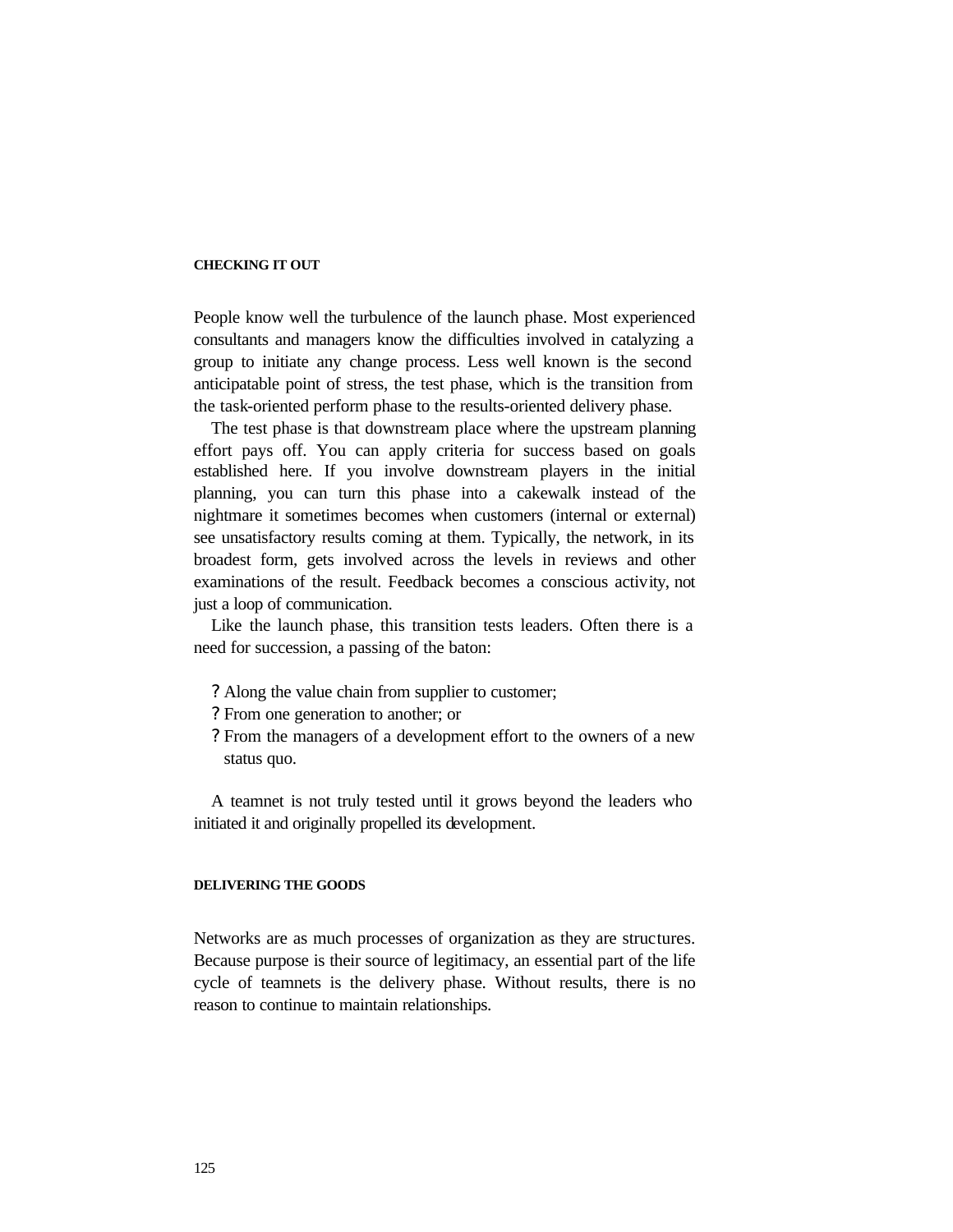### CHECKING IT OUT

People know well the turbulence of the launch phase. Most experienced consultants and managers know the difficulties involved in catalyzing a group to initiate any change process. Less well known is the second anticipatable point of stress, the test phase, which is the transition from the task-oriented perform phase to the results-oriented delivery phase.

The test phase is that downstream place where the upstream planning effort pays off. You can apply criteria for success based on goals established here. If you involve downstream players in the initial planning, you can turn this phase into a cakewalk instead of the nightmare it sometimes becomes when customers (internal or external) see unsatisfactory results coming at them. Typically, the network, in its broadest form, gets involved across the levels in reviews and other examinations of the result. Feedback becomes a conscious activity, not just a loop of communication.

Like the launch phase, this transition tests leaders. Often there is a need for succession, a passing of the baton:

- Along the value chain from supplier to customer;
- From one generation to another; or
- From the managers of a development effort to the owners of a new status quo.

A teamnet is not truly tested until it grows beyond the leaders who initiated it and originally propelled its development.

### DELIVERING THE GOODS

Networks are as much processes of organization as they are structures. Because purpose is their source of legitimacy, an essential part of the life cycle of teamnets is the delivery phase. Without results, there is no reason to continue to maintain relationships.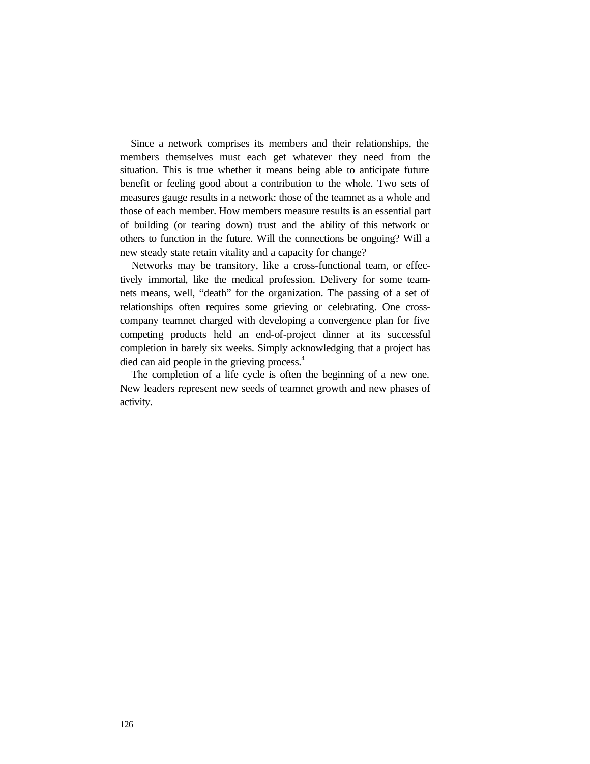Since a network comprises its members and their relationships, the members themselves must each get whatever they need from the situation. This is true whether it means being able to anticipate future benefit or feeling good about a contribution to the whole. Two sets of measures gauge results in a network: those of the teamnet as a whole and those of each member. How members measure results is an essential part of building (or tearing down) trust and the ability of this network or others to function in the future. Will the connections be ongoing? Will a new steady state retain vitality and a capacity for change?

Networks may be transitory, like a cross-functional team, or effectively immortal, like the medical profession. Delivery for some teamnets means, well, "death" for the organization. The passing of a set of relationships often requires some grieving or celebrating. One cross-company teamnet charged with developing a convergence plan for five competing products held an end-of-project dinner at its successful completion in barely six weeks. Simply acknowledging that a project has died can aid people in the grieving process.[4]

The completion of a life cycle is often the beginning of a new one. New leaders represent new seeds of teamnet growth and new phases of activity.